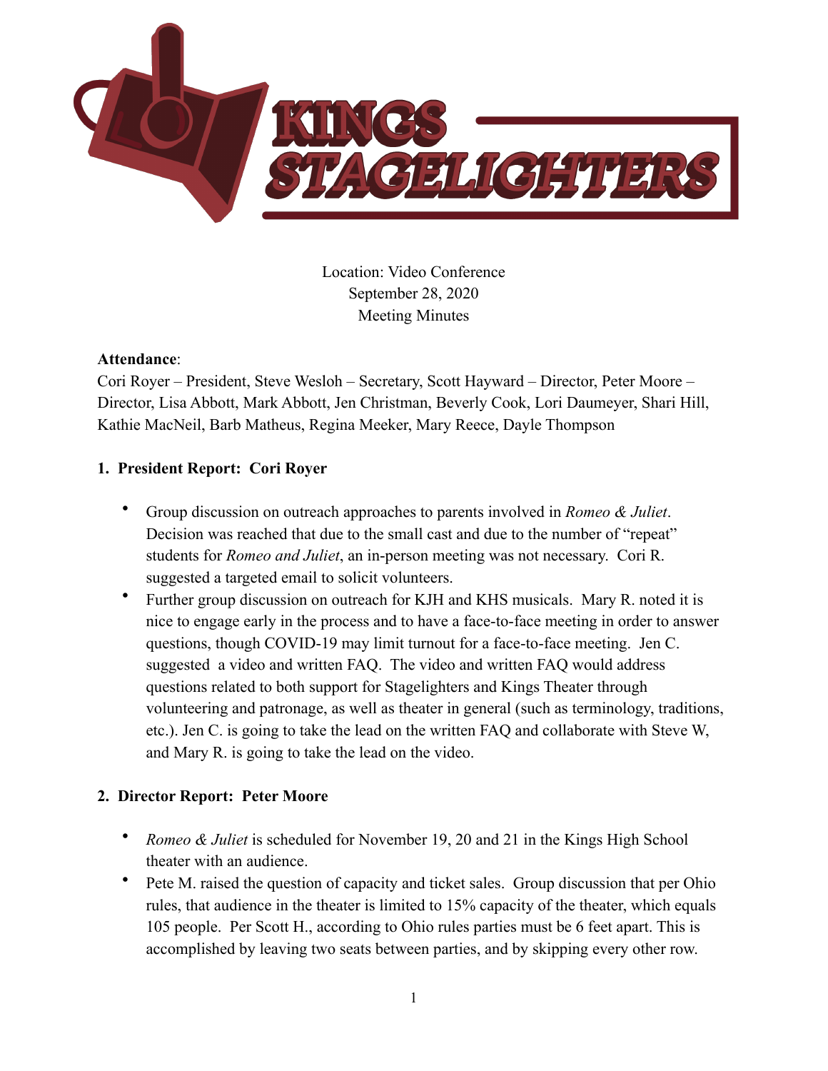# KINGS STAGELIGHTERS

Location: Video Conference
September 28, 2020
Meeting Minutes

**Attendance**:
Cori Royer – President, Steve Wesloh – Secretary, Scott Hayward – Director, Peter Moore – Director, Lisa Abbott, Mark Abbott, Jen Christman, Beverly Cook, Lori Daumeyer, Shari Hill, Kathie MacNeil, Barb Matheus, Regina Meeker, Mary Reece, Dayle Thompson

## 1. President Report: Cori Royer

- Group discussion on outreach approaches to parents involved in *Romeo & Juliet*. Decision was reached that due to the small cast and due to the number of "repeat" students for *Romeo and Juliet*, an in-person meeting was not necessary. Cori R. suggested a targeted email to solicit volunteers.
- Further group discussion on outreach for KJH and KHS musicals. Mary R. noted it is nice to engage early in the process and to have a face-to-face meeting in order to answer questions, though COVID-19 may limit turnout for a face-to-face meeting. Jen C. suggested a video and written FAQ. The video and written FAQ would address questions related to both support for Stagelighters and Kings Theater through volunteering and patronage, as well as theater in general (such as terminology, traditions, etc.). Jen C. is going to take the lead on the written FAQ and collaborate with Steve W, and Mary R. is going to take the lead on the video.

## 2. Director Report: Peter Moore

- *Romeo & Juliet* is scheduled for November 19, 20 and 21 in the Kings High School theater with an audience.
- Pete M. raised the question of capacity and ticket sales. Group discussion that per Ohio rules, that audience in the theater is limited to 15% capacity of the theater, which equals 105 people. Per Scott H., according to Ohio rules parties must be 6 feet apart. This is accomplished by leaving two seats between parties, and by skipping every other row.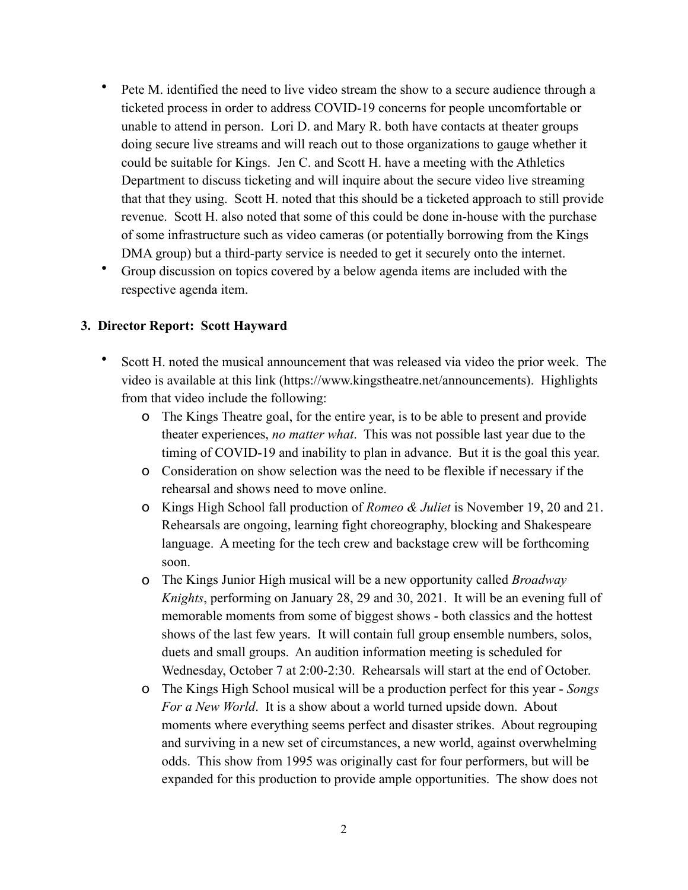- Pete M. identified the need to live video stream the show to a secure audience through a ticketed process in order to address COVID-19 concerns for people uncomfortable or unable to attend in person. Lori D. and Mary R. both have contacts at theater groups doing secure live streams and will reach out to those organizations to gauge whether it could be suitable for Kings. Jen C. and Scott H. have a meeting with the Athletics Department to discuss ticketing and will inquire about the secure video live streaming that that they using. Scott H. noted that this should be a ticketed approach to still provide revenue. Scott H. also noted that some of this could be done in-house with the purchase of some infrastructure such as video cameras (or potentially borrowing from the Kings DMA group) but a third-party service is needed to get it securely onto the internet.
- Group discussion on topics covered by a below agenda items are included with the respective agenda item.

**3. Director Report: Scott Hayward**

- Scott H. noted the musical announcement that was released via video the prior week. The video is available at this link (https://www.kingstheatre.net/announcements). Highlights from that video include the following:
  - The Kings Theatre goal, for the entire year, is to be able to present and provide theater experiences, *no matter what*. This was not possible last year due to the timing of COVID-19 and inability to plan in advance. But it is the goal this year.
  - Consideration on show selection was the need to be flexible if necessary if the rehearsal and shows need to move online.
  - Kings High School fall production of *Romeo & Juliet* is November 19, 20 and 21. Rehearsals are ongoing, learning fight choreography, blocking and Shakespeare language. A meeting for the tech crew and backstage crew will be forthcoming soon.
  - The Kings Junior High musical will be a new opportunity called *Broadway Knights*, performing on January 28, 29 and 30, 2021. It will be an evening full of memorable moments from some of biggest shows - both classics and the hottest shows of the last few years. It will contain full group ensemble numbers, solos, duets and small groups. An audition information meeting is scheduled for Wednesday, October 7 at 2:00-2:30. Rehearsals will start at the end of October.
  - The Kings High School musical will be a production perfect for this year - *Songs For a New World*. It is a show about a world turned upside down. About moments where everything seems perfect and disaster strikes. About regrouping and surviving in a new set of circumstances, a new world, against overwhelming odds. This show from 1995 was originally cast for four performers, but will be expanded for this production to provide ample opportunities. The show does not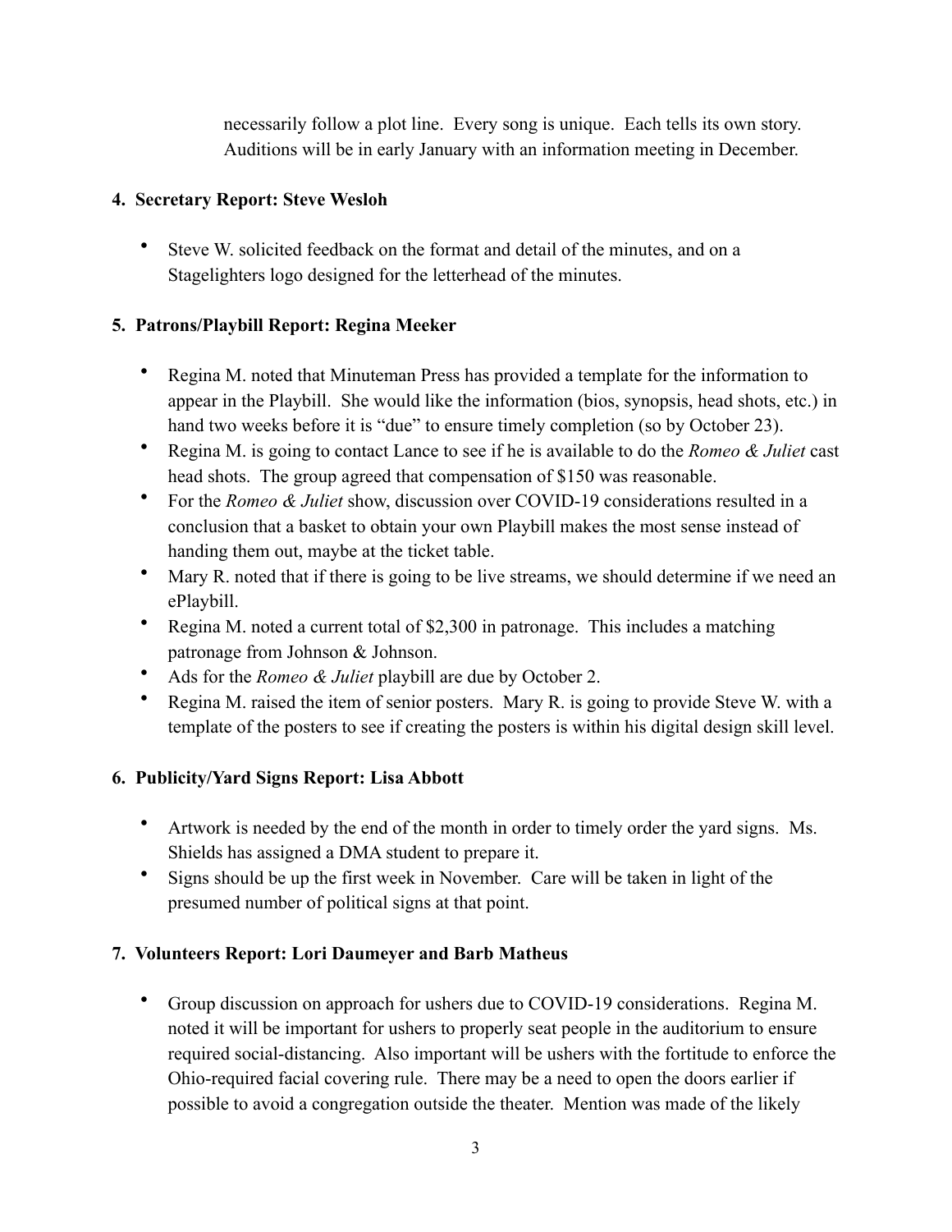necessarily follow a plot line. Every song is unique. Each tells its own story. Auditions will be in early January with an information meeting in December.

**4. Secretary Report: Steve Wesloh**

- Steve W. solicited feedback on the format and detail of the minutes, and on a Stagelighters logo designed for the letterhead of the minutes.

**5. Patrons/Playbill Report: Regina Meeker**

- Regina M. noted that Minuteman Press has provided a template for the information to appear in the Playbill. She would like the information (bios, synopsis, head shots, etc.) in hand two weeks before it is "due" to ensure timely completion (so by October 23).
- Regina M. is going to contact Lance to see if he is available to do the *Romeo & Juliet* cast head shots. The group agreed that compensation of $150 was reasonable.
- For the *Romeo & Juliet* show, discussion over COVID-19 considerations resulted in a conclusion that a basket to obtain your own Playbill makes the most sense instead of handing them out, maybe at the ticket table.
- Mary R. noted that if there is going to be live streams, we should determine if we need an ePlaybill.
- Regina M. noted a current total of $2,300 in patronage. This includes a matching patronage from Johnson & Johnson.
- Ads for the *Romeo & Juliet* playbill are due by October 2.
- Regina M. raised the item of senior posters. Mary R. is going to provide Steve W. with a template of the posters to see if creating the posters is within his digital design skill level.

**6. Publicity/Yard Signs Report: Lisa Abbott**

- Artwork is needed by the end of the month in order to timely order the yard signs. Ms. Shields has assigned a DMA student to prepare it.
- Signs should be up the first week in November. Care will be taken in light of the presumed number of political signs at that point.

**7. Volunteers Report: Lori Daumeyer and Barb Matheus**

- Group discussion on approach for ushers due to COVID-19 considerations. Regina M. noted it will be important for ushers to properly seat people in the auditorium to ensure required social-distancing. Also important will be ushers with the fortitude to enforce the Ohio-required facial covering rule. There may be a need to open the doors earlier if possible to avoid a congregation outside the theater. Mention was made of the likely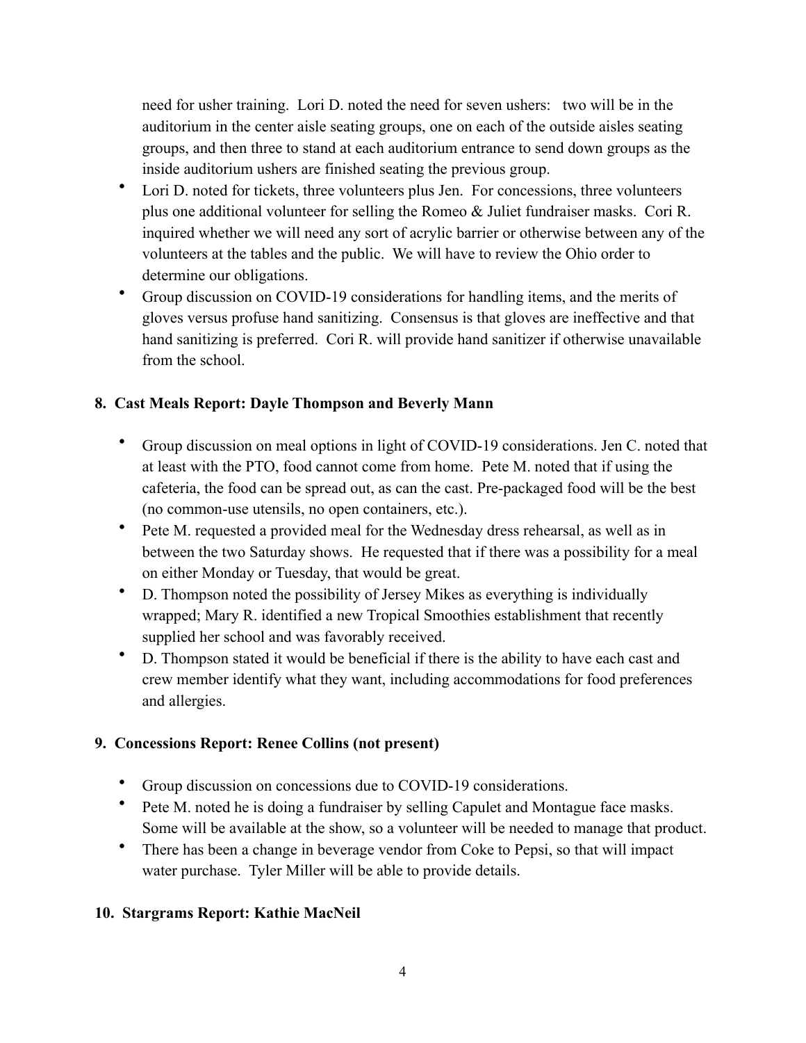need for usher training.  Lori D. noted the need for seven ushers:   two will be in the auditorium in the center aisle seating groups, one on each of the outside aisles seating groups, and then three to stand at each auditorium entrance to send down groups as the inside auditorium ushers are finished seating the previous group.

- Lori D. noted for tickets, three volunteers plus Jen.  For concessions, three volunteers plus one additional volunteer for selling the Romeo & Juliet fundraiser masks.  Cori R. inquired whether we will need any sort of acrylic barrier or otherwise between any of the volunteers at the tables and the public.  We will have to review the Ohio order to determine our obligations.
- Group discussion on COVID-19 considerations for handling items, and the merits of gloves versus profuse hand sanitizing.  Consensus is that gloves are ineffective and that hand sanitizing is preferred.  Cori R. will provide hand sanitizer if otherwise unavailable from the school.

**8. Cast Meals Report: Dayle Thompson and Beverly Mann**

- Group discussion on meal options in light of COVID-19 considerations. Jen C. noted that at least with the PTO, food cannot come from home.  Pete M. noted that if using the cafeteria, the food can be spread out, as can the cast. Pre-packaged food will be the best (no common-use utensils, no open containers, etc.).
- Pete M. requested a provided meal for the Wednesday dress rehearsal, as well as in between the two Saturday shows.  He requested that if there was a possibility for a meal on either Monday or Tuesday, that would be great.
- D. Thompson noted the possibility of Jersey Mikes as everything is individually wrapped; Mary R. identified a new Tropical Smoothies establishment that recently supplied her school and was favorably received.
- D. Thompson stated it would be beneficial if there is the ability to have each cast and crew member identify what they want, including accommodations for food preferences and allergies.

**9. Concessions Report: Renee Collins (not present)**

- Group discussion on concessions due to COVID-19 considerations.
- Pete M. noted he is doing a fundraiser by selling Capulet and Montague face masks. Some will be available at the show, so a volunteer will be needed to manage that product.
- There has been a change in beverage vendor from Coke to Pepsi, so that will impact water purchase.  Tyler Miller will be able to provide details.

**10. Stargrams Report: Kathie MacNeil**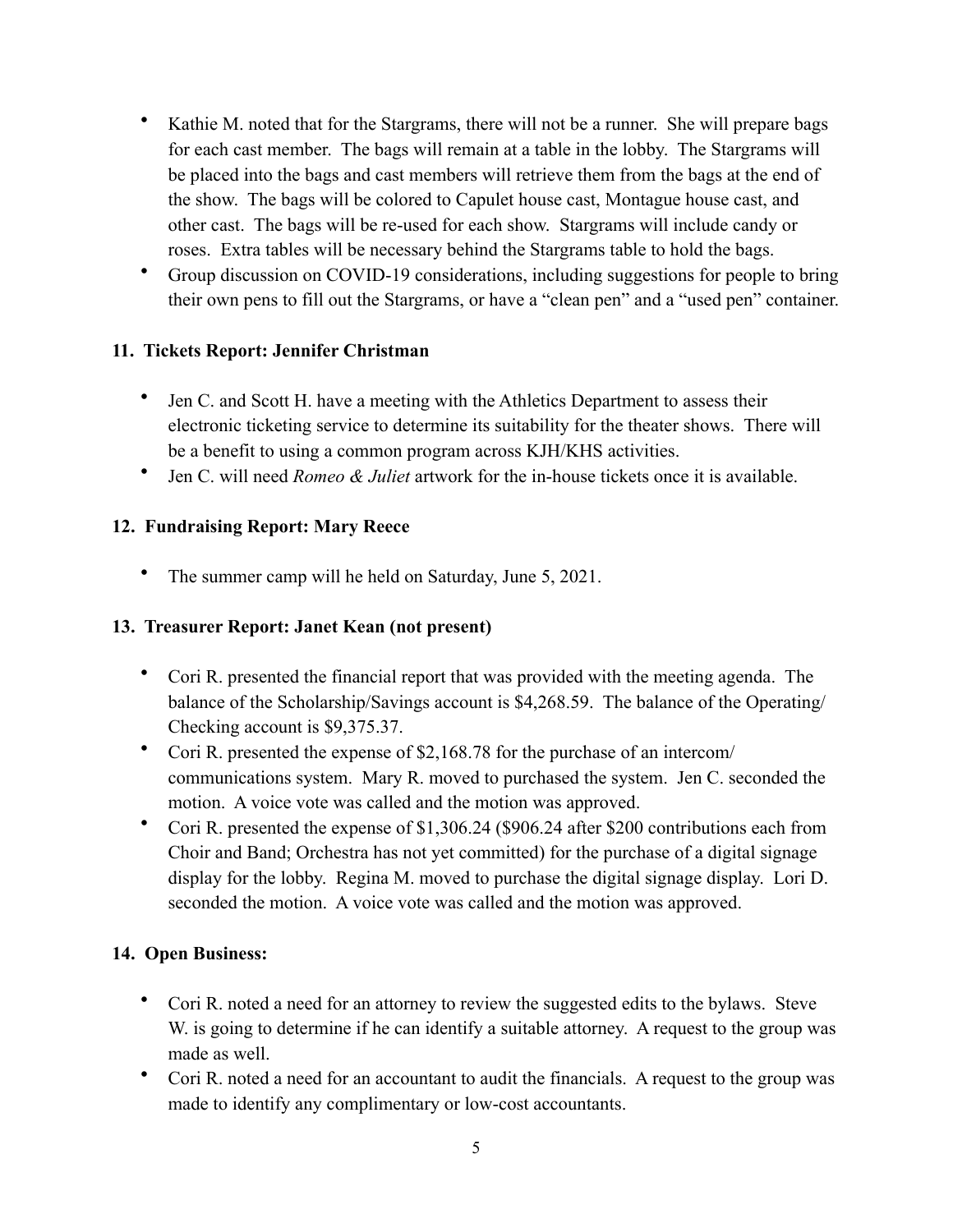- Kathie M. noted that for the Stargrams, there will not be a runner. She will prepare bags for each cast member. The bags will remain at a table in the lobby. The Stargrams will be placed into the bags and cast members will retrieve them from the bags at the end of the show. The bags will be colored to Capulet house cast, Montague house cast, and other cast. The bags will be re-used for each show. Stargrams will include candy or roses. Extra tables will be necessary behind the Stargrams table to hold the bags.
- Group discussion on COVID-19 considerations, including suggestions for people to bring their own pens to fill out the Stargrams, or have a "clean pen" and a "used pen" container.

**11. Tickets Report: Jennifer Christman**

- Jen C. and Scott H. have a meeting with the Athletics Department to assess their electronic ticketing service to determine its suitability for the theater shows. There will be a benefit to using a common program across KJH/KHS activities.
- Jen C. will need *Romeo & Juliet* artwork for the in-house tickets once it is available.

**12. Fundraising Report: Mary Reece**

- The summer camp will he held on Saturday, June 5, 2021.

**13. Treasurer Report: Janet Kean (not present)**

- Cori R. presented the financial report that was provided with the meeting agenda. The balance of the Scholarship/Savings account is $4,268.59. The balance of the Operating/Checking account is $9,375.37.
- Cori R. presented the expense of $2,168.78 for the purchase of an intercom/communications system. Mary R. moved to purchased the system. Jen C. seconded the motion. A voice vote was called and the motion was approved.
- Cori R. presented the expense of $1,306.24 ($906.24 after $200 contributions each from Choir and Band; Orchestra has not yet committed) for the purchase of a digital signage display for the lobby. Regina M. moved to purchase the digital signage display. Lori D. seconded the motion. A voice vote was called and the motion was approved.

**14. Open Business:**

- Cori R. noted a need for an attorney to review the suggested edits to the bylaws. Steve W. is going to determine if he can identify a suitable attorney. A request to the group was made as well.
- Cori R. noted a need for an accountant to audit the financials. A request to the group was made to identify any complimentary or low-cost accountants.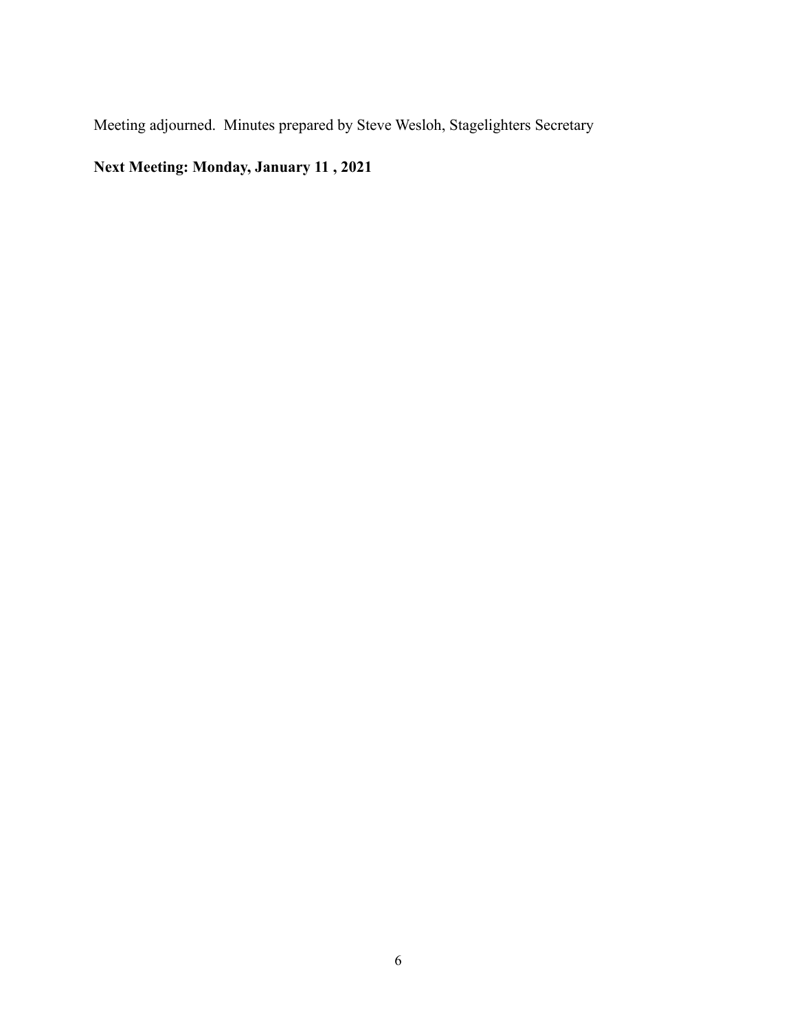Meeting adjourned.  Minutes prepared by Steve Wesloh, Stagelighters Secretary

**Next Meeting: Monday, January 11 , 2021**